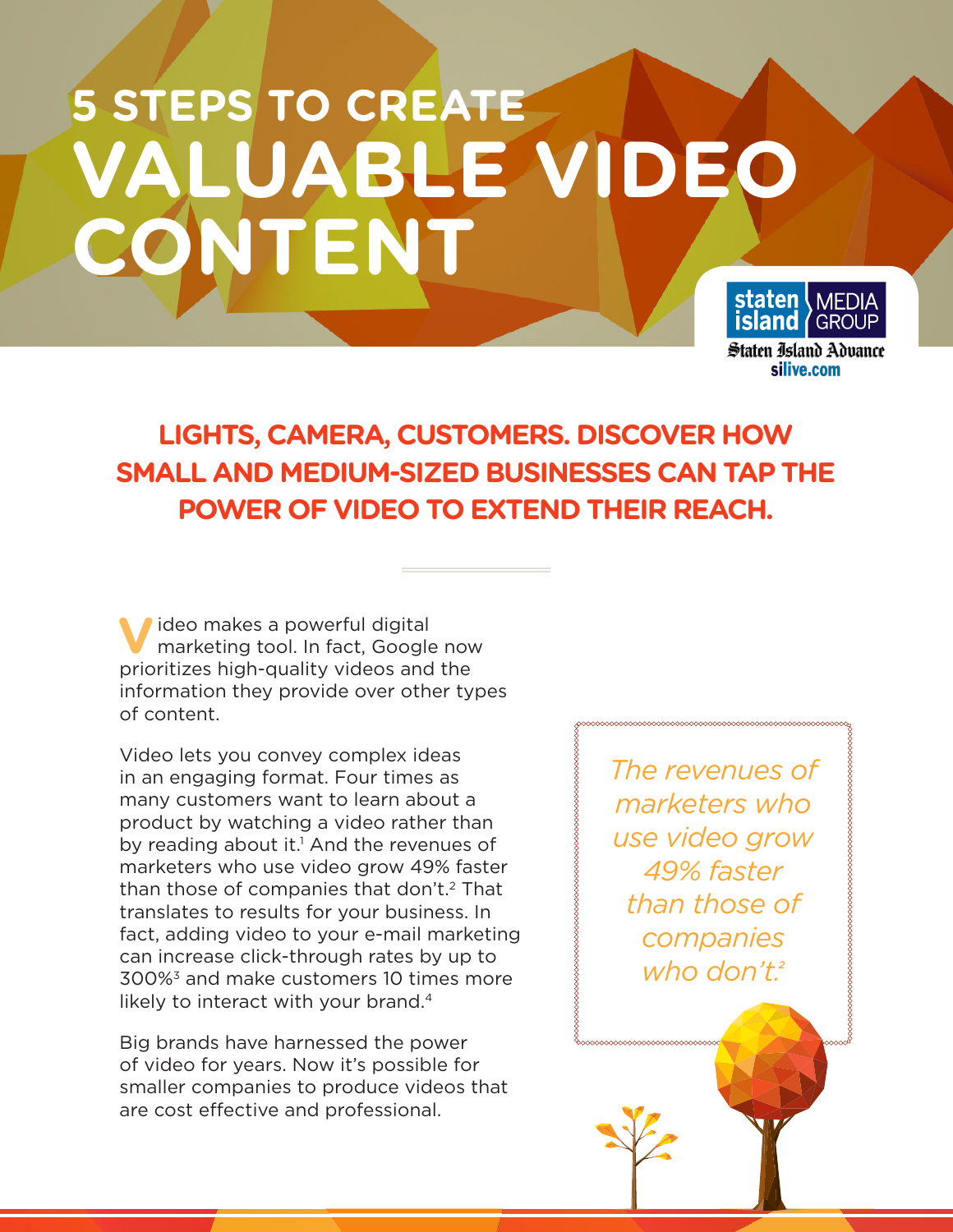# 5 STEPS TO CREATE VALUABLE VIDEO CONTENT

staten island MEDIA GROUP
Staten Island Advance
silive.com

## LIGHTS, CAMERA, CUSTOMERS. DISCOVER HOW SMALL AND MEDIUM-SIZED BUSINESSES CAN TAP THE POWER OF VIDEO TO EXTEND THEIR REACH.

Video makes a powerful digital marketing tool. In fact, Google now prioritizes high-quality videos and the information they provide over other types of content.

Video lets you convey complex ideas in an engaging format. Four times as many customers want to learn about a product by watching a video rather than by reading about it.[1] And the revenues of marketers who use video grow 49% faster than those of companies that don't.[2] That translates to results for your business. In fact, adding video to your e-mail marketing can increase click-through rates by up to 300%[3] and make customers 10 times more likely to interact with your brand.[4]

Big brands have harnessed the power of video for years. Now it's possible for smaller companies to produce videos that are cost effective and professional.

*The revenues of marketers who use video grow 49% faster than those of companies who don't.[2]*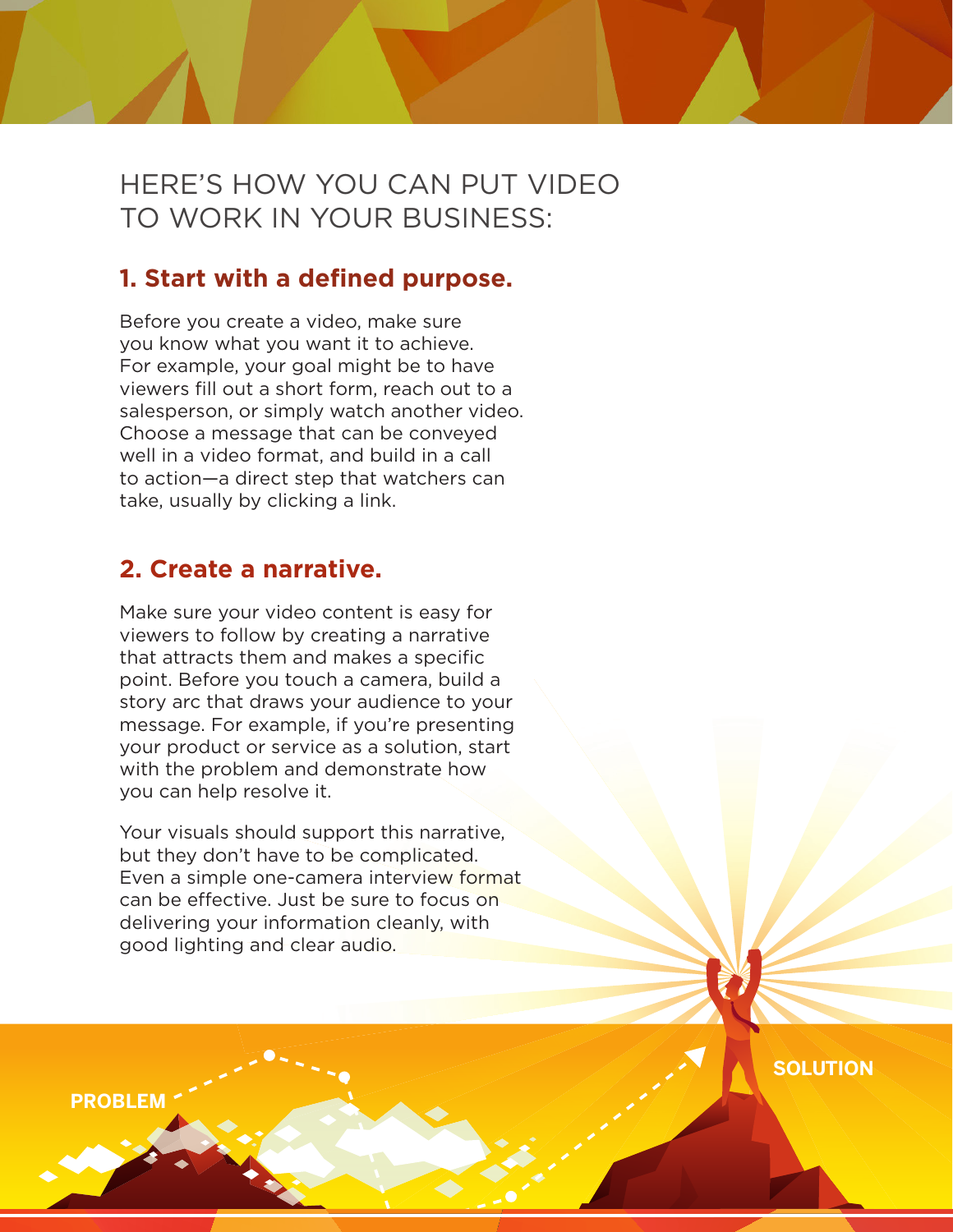# HERE'S HOW YOU CAN PUT VIDEO TO WORK IN YOUR BUSINESS:

## 1. Start with a defined purpose.

Before you create a video, make sure you know what you want it to achieve. For example, your goal might be to have viewers fill out a short form, reach out to a salesperson, or simply watch another video. Choose a message that can be conveyed well in a video format, and build in a call to action—a direct step that watchers can take, usually by clicking a link.

## 2. Create a narrative.

Make sure your video content is easy for viewers to follow by creating a narrative that attracts them and makes a specific point. Before you touch a camera, build a story arc that draws your audience to your message. For example, if you're presenting your product or service as a solution, start with the problem and demonstrate how you can help resolve it.

Your visuals should support this narrative, but they don't have to be complicated. Even a simple one-camera interview format can be effective. Just be sure to focus on delivering your information cleanly, with good lighting and clear audio.

PROBLEM

SOLUTION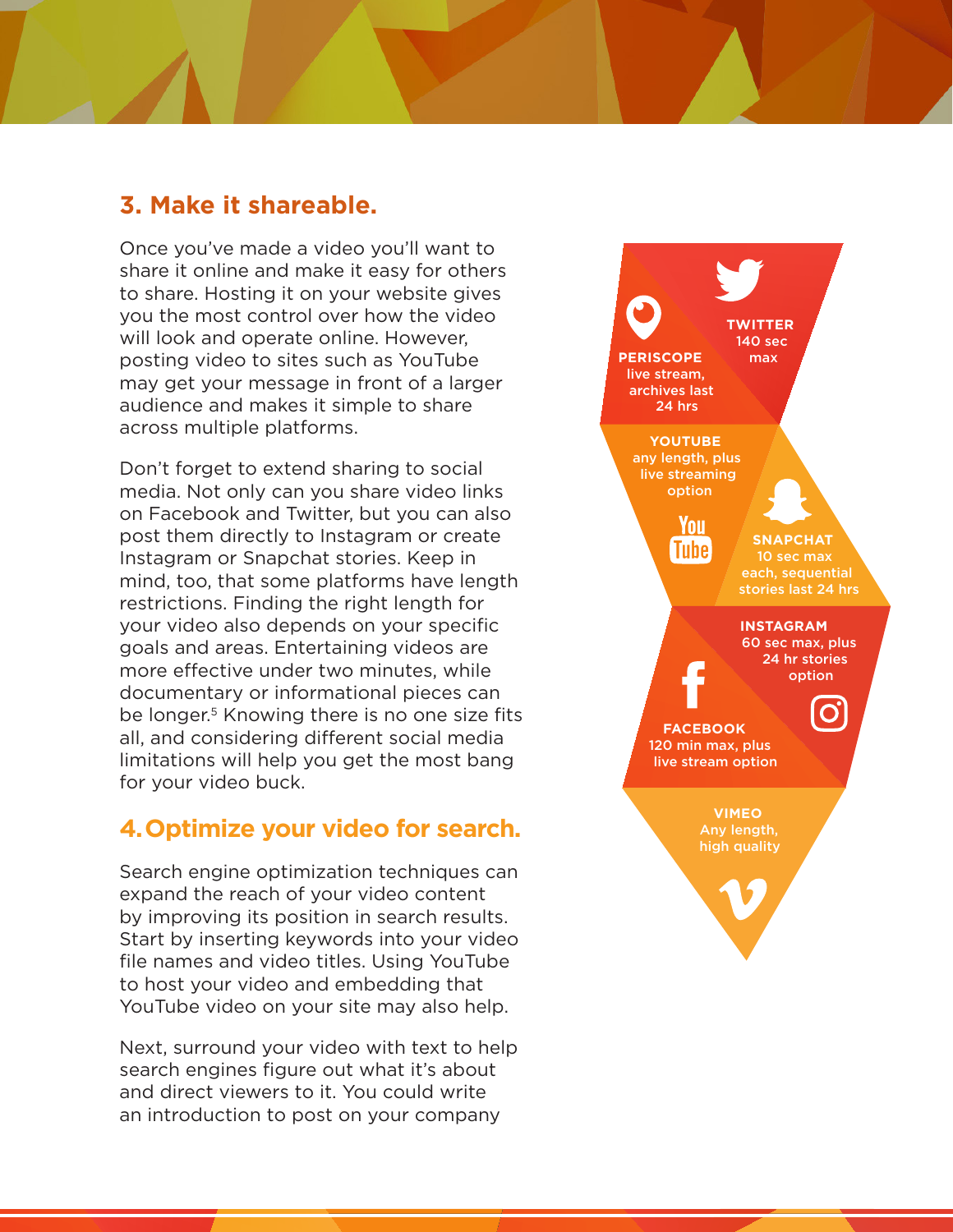## 3. Make it shareable.

Once you've made a video you'll want to share it online and make it easy for others to share. Hosting it on your website gives you the most control over how the video will look and operate online. However, posting video to sites such as YouTube may get your message in front of a larger audience and makes it simple to share across multiple platforms.

Don't forget to extend sharing to social media. Not only can you share video links on Facebook and Twitter, but you can also post them directly to Instagram or create Instagram or Snapchat stories. Keep in mind, too, that some platforms have length restrictions. Finding the right length for your video also depends on your specific goals and areas. Entertaining videos are more effective under two minutes, while documentary or informational pieces can be longer.[5] Knowing there is no one size fits all, and considering different social media limitations will help you get the most bang for your video buck.

**PERISCOPE**
live stream, archives last 24 hrs

**TWITTER**
140 sec max

**YOUTUBE**
any length, plus live streaming option

**SNAPCHAT**
10 sec max each, sequential stories last 24 hrs

**INSTAGRAM**
60 sec max, plus 24 hr stories option

**FACEBOOK**
120 min max, plus live stream option

**VIMEO**
Any length, high quality

## 4. Optimize your video for search.

Search engine optimization techniques can expand the reach of your video content by improving its position in search results. Start by inserting keywords into your video file names and video titles. Using YouTube to host your video and embedding that YouTube video on your site may also help.

Next, surround your video with text to help search engines figure out what it's about and direct viewers to it. You could write an introduction to post on your company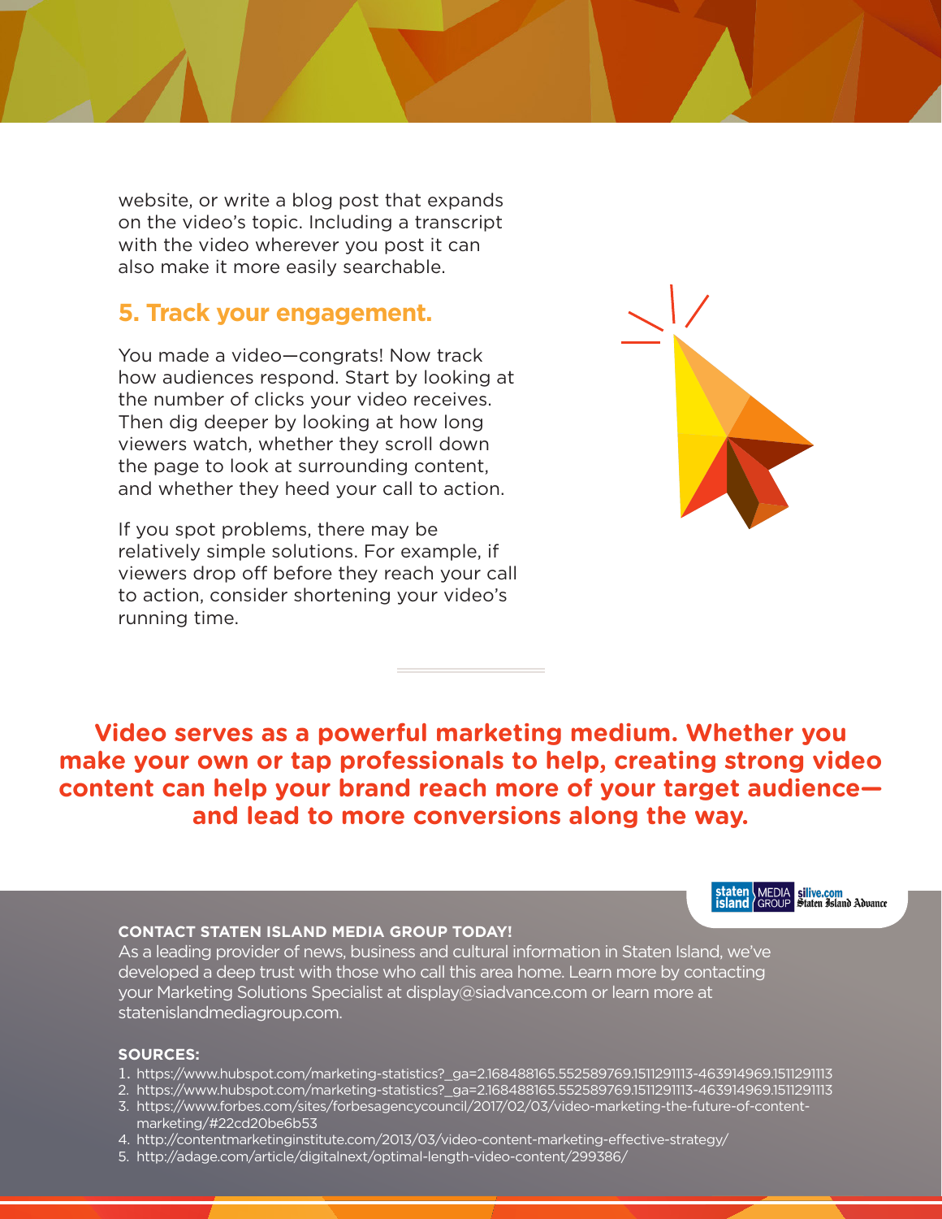website, or write a blog post that expands on the video's topic. Including a transcript with the video wherever you post it can also make it more easily searchable.

## 5. Track your engagement.

You made a video—congrats! Now track how audiences respond. Start by looking at the number of clicks your video receives. Then dig deeper by looking at how long viewers watch, whether they scroll down the page to look at surrounding content, and whether they heed your call to action.

If you spot problems, there may be relatively simple solutions. For example, if viewers drop off before they reach your call to action, consider shortening your video's running time.

**Video serves as a powerful marketing medium. Whether you make your own or tap professionals to help, creating strong video content can help your brand reach more of your target audience—and lead to more conversions along the way.**

staten island MEDIA GROUP silive.com Staten Island Advance

**CONTACT STATEN ISLAND MEDIA GROUP TODAY!**

As a leading provider of news, business and cultural information in Staten Island, we've developed a deep trust with those who call this area home. Learn more by contacting your Marketing Solutions Specialist at display@siadvance.com or learn more at statenislandmediagroup.com.

**SOURCES:**

1. https://www.hubspot.com/marketing-statistics?_ga=2.168488165.552589769.1511291113-463914969.1511291113
2. https://www.hubspot.com/marketing-statistics?_ga=2.168488165.552589769.1511291113-463914969.1511291113
3. https://www.forbes.com/sites/forbesagencycouncil/2017/02/03/video-marketing-the-future-of-content-marketing/#22cd20be6b53
4. http://contentmarketinginstitute.com/2013/03/video-content-marketing-effective-strategy/
5. http://adage.com/article/digitalnext/optimal-length-video-content/299386/